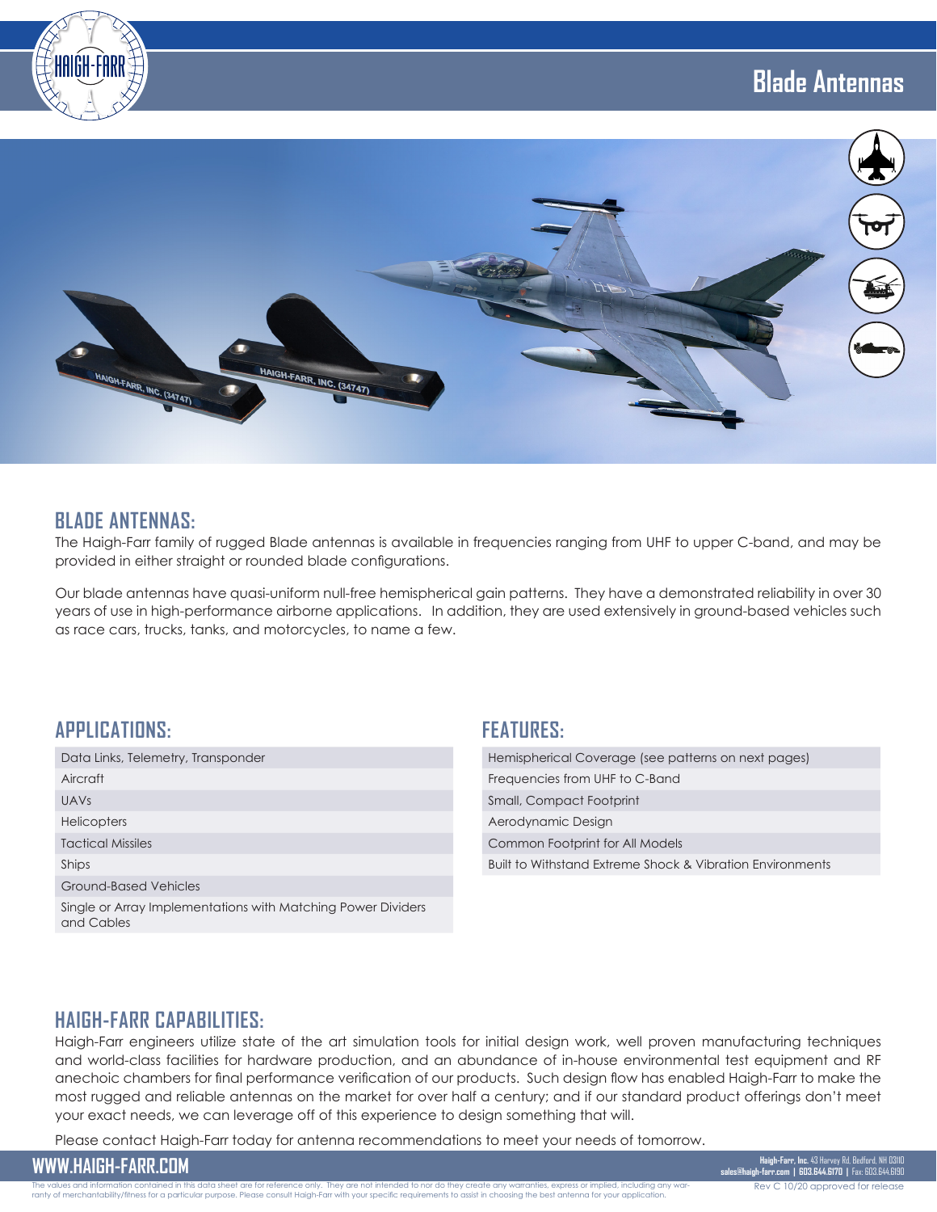# Blade Antennas

## BLADE ANTENNAS:

The Haigh-Farr family of rugged Blade antennas is available in frequencies ranging from UHF to upper C-band, and may be provided in either straight or rounded blade configurations.

Our blade antennas have quasi-uniform null-free hemispherical gain patterns. They have a demonstrated reliability in over 30 years of use in high-performance airborne applications. In addition, they are used extensively in ground-based vehicles such as race cars, trucks, tanks, and motorcycles, to name a few.

## APPLICATIONS:

- Data Links, Telemetry, Transponder
- Aircraft
- UAVs
- Helicopters
- Tactical Missiles
- Ships
- Ground-Based Vehicles
- Single or Array Implementations with Matching Power Dividers and Cables

## FEATURES:

- Hemispherical Coverage (see patterns on next pages)
- Frequencies from UHF to C-Band
- Small, Compact Footprint
- Aerodynamic Design
- Common Footprint for All Models
- Built to Withstand Extreme Shock & Vibration Environments

## HAIGH-FARR CAPABILITIES:

Haigh-Farr engineers utilize state of the art simulation tools for initial design work, well proven manufacturing techniques and world-class facilities for hardware production, and an abundance of in-house environmental test equipment and RF anechoic chambers for final performance verification of our products. Such design flow has enabled Haigh-Farr to make the most rugged and reliable antennas on the market for over half a century; and if our standard product offerings don't meet your exact needs, we can leverage off of this experience to design something that will.

Please contact Haigh-Farr today for antenna recommendations to meet your needs of tomorrow.

**WWW.HAIGH-FARR.COM**

**Haigh-Farr, Inc.** 43 Harvey Rd, Bedford, NH 03110
**sales@haigh-farr.com | 603.644.6170 |** Fax: 603.644.6190

The values and information contained in this data sheet are for reference only. They are not intended to nor do they create any warranties, express or implied, including any warranty of merchantability/fitness for a particular purpose. Please consult Haigh-Farr with your specific requirements to assist in choosing the best antenna for your application.

Rev C 10/20 approved for release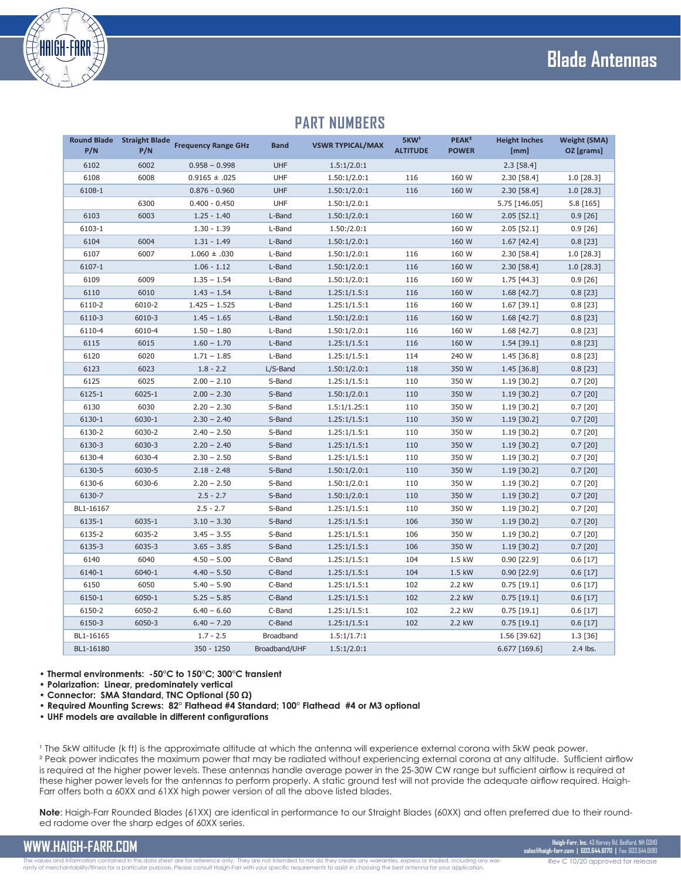# Blade Antennas

## PART NUMBERS

| Round Blade P/N | Straight Blade P/N | Frequency Range GHz | Band | VSWR TYPICAL/MAX | 5KW[1] ALTITUDE | PEAK[2] POWER | Height Inches [mm] | Weight (SMA) OZ [grams] |
|---|---|---|---|---|---|---|---|---|
| 6102 | 6002 | 0.958 – 0.998 | UHF | 1.5:1/2.0:1 | | | 2.3 [58.4] | |
| 6108 | 6008 | 0.9165 ± .025 | UHF | 1.50:1/2.0:1 | 116 | 160 W | 2.30 [58.4] | 1.0 [28.3] |
| 6108-1 | | 0.876 - 0.960 | UHF | 1.50:1/2.0:1 | 116 | 160 W | 2.30 [58.4] | 1.0 [28.3] |
| | 6300 | 0.400 - 0.450 | UHF | 1.50:1/2.0:1 | | | 5.75 [146.05] | 5.8 [165] |
| 6103 | 6003 | 1.25 - 1.40 | L-Band | 1.50:1/2.0:1 | | 160 W | 2.05 [52.1] | 0.9 [26] |
| 6103-1 | | 1.30 - 1.39 | L-Band | 1.50:/2.0:1 | | 160 W | 2.05 [52.1] | 0.9 [26] |
| 6104 | 6004 | 1.31 - 1.49 | L-Band | 1.50:1/2.0:1 | | 160 W | 1.67 [42.4] | 0.8 [23] |
| 6107 | 6007 | 1.060 ± .030 | L-Band | 1.50:1/2.0:1 | 116 | 160 W | 2.30 [58.4] | 1.0 [28.3] |
| 6107-1 | | 1.06 - 1.12 | L-Band | 1.50:1/2.0:1 | 116 | 160 W | 2.30 [58.4] | 1.0 [28.3] |
| 6109 | 6009 | 1.35 – 1.54 | L-Band | 1.50:1/2.0:1 | 116 | 160 W | 1.75 [44.3] | 0.9 [26] |
| 6110 | 6010 | 1.43 – 1.54 | L-Band | 1.25:1/1.5:1 | 116 | 160 W | 1.68 [42.7] | 0.8 [23] |
| 6110-2 | 6010-2 | 1.425 – 1.525 | L-Band | 1.25:1/1.5:1 | 116 | 160 W | 1.67 [39.1] | 0.8 [23] |
| 6110-3 | 6010-3 | 1.45 – 1.65 | L-Band | 1.50:1/2.0:1 | 116 | 160 W | 1.68 [42.7] | 0.8 [23] |
| 6110-4 | 6010-4 | 1.50 – 1.80 | L-Band | 1.50:1/2.0:1 | 116 | 160 W | 1.68 [42.7] | 0.8 [23] |
| 6115 | 6015 | 1.60 – 1.70 | L-Band | 1.25:1/1.5:1 | 116 | 160 W | 1.54 [39.1] | 0.8 [23] |
| 6120 | 6020 | 1.71 – 1.85 | L-Band | 1.25:1/1.5:1 | 114 | 240 W | 1.45 [36.8] | 0.8 [23] |
| 6123 | 6023 | 1.8 - 2.2 | L/S-Band | 1.50:1/2.0:1 | 118 | 350 W | 1.45 [36.8] | 0.8 [23] |
| 6125 | 6025 | 2.00 – 2.10 | S-Band | 1.25:1/1.5:1 | 110 | 350 W | 1.19 [30.2] | 0.7 [20] |
| 6125-1 | 6025-1 | 2.00 – 2.30 | S-Band | 1.50:1/2.0:1 | 110 | 350 W | 1.19 [30.2] | 0.7 [20] |
| 6130 | 6030 | 2.20 – 2.30 | S-Band | 1.5:1/1.25:1 | 110 | 350 W | 1.19 [30.2] | 0.7 [20] |
| 6130-1 | 6030-1 | 2.30 – 2.40 | S-Band | 1.25:1/1.5:1 | 110 | 350 W | 1.19 [30.2] | 0.7 [20] |
| 6130-2 | 6030-2 | 2.40 – 2.50 | S-Band | 1.25:1/1.5:1 | 110 | 350 W | 1.19 [30.2] | 0.7 [20] |
| 6130-3 | 6030-3 | 2.20 – 2.40 | S-Band | 1.25:1/1.5:1 | 110 | 350 W | 1.19 [30.2] | 0.7 [20] |
| 6130-4 | 6030-4 | 2.30 – 2.50 | S-Band | 1.25:1/1.5:1 | 110 | 350 W | 1.19 [30.2] | 0.7 [20] |
| 6130-5 | 6030-5 | 2.18 - 2.48 | S-Band | 1.50:1/2.0:1 | 110 | 350 W | 1.19 [30.2] | 0.7 [20] |
| 6130-6 | 6030-6 | 2.20 – 2.50 | S-Band | 1.50:1/2.0:1 | 110 | 350 W | 1.19 [30.2] | 0.7 [20] |
| 6130-7 | | 2.5 - 2.7 | S-Band | 1.50:1/2.0:1 | 110 | 350 W | 1.19 [30.2] | 0.7 [20] |
| BL1-16167 | | 2.5 - 2.7 | S-Band | 1.25:1/1.5:1 | 110 | 350 W | 1.19 [30.2] | 0.7 [20] |
| 6135-1 | 6035-1 | 3.10 – 3.30 | S-Band | 1.25:1/1.5:1 | 106 | 350 W | 1.19 [30.2] | 0.7 [20] |
| 6135-2 | 6035-2 | 3.45 – 3.55 | S-Band | 1.25:1/1.5:1 | 106 | 350 W | 1.19 [30.2] | 0.7 [20] |
| 6135-3 | 6035-3 | 3.65 – 3.85 | S-Band | 1.25:1/1.5:1 | 106 | 350 W | 1.19 [30.2] | 0.7 [20] |
| 6140 | 6040 | 4.50 – 5.00 | C-Band | 1.25:1/1.5:1 | 104 | 1.5 kW | 0.90 [22.9] | 0.6 [17] |
| 6140-1 | 6040-1 | 4.40 – 5.50 | C-Band | 1.25:1/1.5:1 | 104 | 1.5 kW | 0.90 [22.9] | 0.6 [17] |
| 6150 | 6050 | 5.40 – 5.90 | C-Band | 1.25:1/1.5:1 | 102 | 2.2 kW | 0.75 [19.1] | 0.6 [17] |
| 6150-1 | 6050-1 | 5.25 – 5.85 | C-Band | 1.25:1/1.5:1 | 102 | 2.2 kW | 0.75 [19.1] | 0.6 [17] |
| 6150-2 | 6050-2 | 6.40 – 6.60 | C-Band | 1.25:1/1.5:1 | 102 | 2.2 kW | 0.75 [19.1] | 0.6 [17] |
| 6150-3 | 6050-3 | 6.40 – 7.20 | C-Band | 1.25:1/1.5:1 | 102 | 2.2 kW | 0.75 [19.1] | 0.6 [17] |
| BL1-16165 | | 1.7 - 2.5 | Broadband | 1.5:1/1.7:1 | | | 1.56 [39.62] | 1.3 [36] |
| BL1-16180 | | 350 - 1250 | Broadband/UHF | 1.5:1/2.0:1 | | | 6.677 [169.6] | 2.4 lbs. |

- **Thermal environments: -50°C to 150°C; 300°C transient**
- **Polarization: Linear, predominately vertical**
- **Connector: SMA Standard, TNC Optional (50 Ω)**
- **Required Mounting Screws: 82° Flathead #4 Standard; 100° Flathead #4 or M3 optional**
- **UHF models are available in different configurations**

[1] The 5kW altitude (k ft) is the approximate altitude at which the antenna will experience external corona with 5kW peak power.
[2] Peak power indicates the maximum power that may be radiated without experiencing external corona at any altitude. Sufficient airflow is required at the higher power levels. These antennas handle average power in the 25-30W CW range but sufficient airflow is required at these higher power levels for the antennas to perform properly. A static ground test will not provide the adequate airflow required. Haigh-Farr offers both a 60XX and 61XX high power version of all the above listed blades.

**Note**: Haigh-Farr Rounded Blades (61XX) are identical in performance to our Straight Blades (60XX) and often preferred due to their rounded radome over the sharp edges of 60XX series.

**WWW.HAIGH-FARR.COM**

**Haigh-Farr, Inc.** 43 Harvey Rd, Bedford, NH 03110
**sales@haigh-farr.com | 603.644.6170 |** Fax: 603.644.6190

The values and information contained in this data sheet are for reference only. They are not intended to nor do they create any warranties, express or implied, including any warranty of merchantability/fitness for a particular purpose. Please consult Haigh-Farr with your specific requirements to assist in choosing the best antenna for your application.

Rev C 10/20 approved for release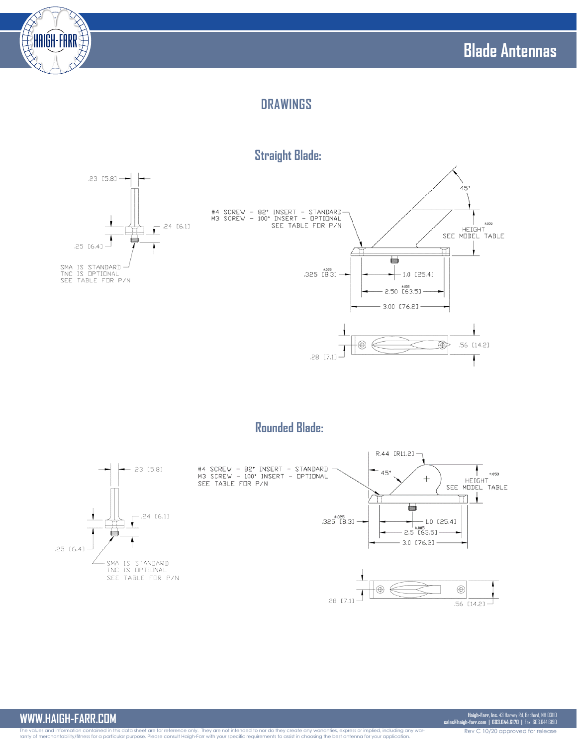## DRAWINGS

### Straight Blade:

.23 [5.8]

.24 [6.1]

.25 [6.4]

SMA IS STANDARD
TNC IS OPTIONAL
SEE TABLE FOR P/N

#4 SCREW – 82° INSERT – STANDARD
M3 SCREW – 100° INSERT – OPTIONAL
SEE TABLE FOR P/N

45°

±.050
HEIGHT
SEE MODEL TABLE

±.025
.325 [8.3]

1.0 [25.4]

±.005
2.50 [63.5]

3.00 [76.2]

.28 [7.1]

.56 [14.2]

### Rounded Blade:

.23 [5.8]

.24 [6.1]

.25 [6.4]

SMA IS STANDARD
TNC IS OPTIONAL
SEE TABLE FOR P/N

#4 SCREW – 82° INSERT – STANDARD
M3 SCREW – 100° INSERT – OPTIONAL
SEE TABLE FOR P/N

R.44 [R11.2]

45°

±.050
HEIGHT
SEE MODEL TABLE

±.025
.325 [8.3]

1.0 [25.4]

±.005
2.5 [63.5]

3.0 [76.2]

.28 [7.1]

.56 [14.2]

The values and information contained in this data sheet are for reference only. They are not intended to nor do they create any warranties, express or implied, including any warranty of merchantability/fitness for a particular purpose. Please consult Haigh-Farr with your specific requirements to assist in choosing the best antenna for your application.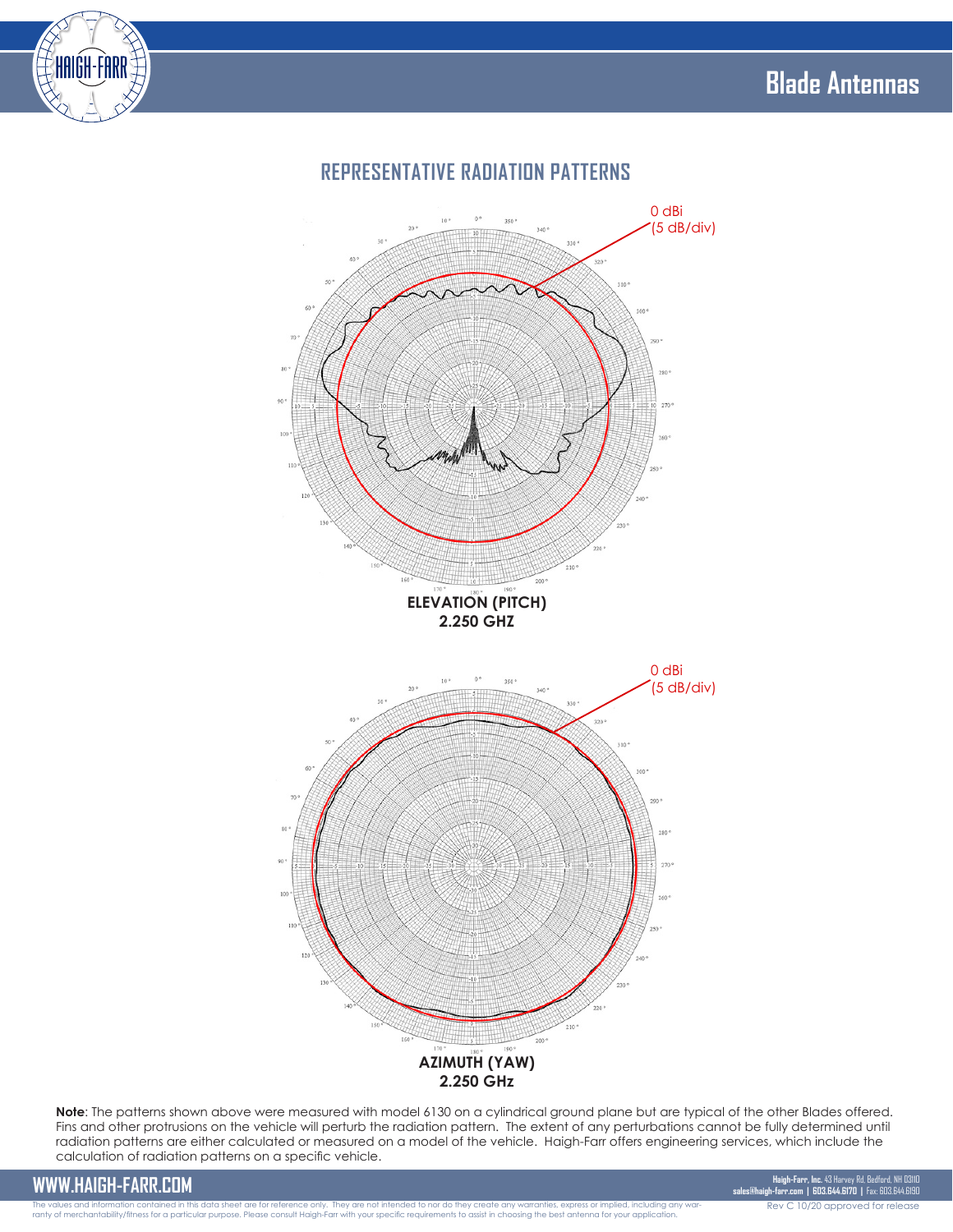## REPRESENTATIVE RADIATION PATTERNS

0 dBi
(5 dB/div)

**ELEVATION (PITCH)**
**2.250 GHZ**

0 dBi
(5 dB/div)

**AZIMUTH (YAW)**
**2.250 GHz**

**Note**: The patterns shown above were measured with model 6130 on a cylindrical ground plane but are typical of the other Blades offered. Fins and other protrusions on the vehicle will perturb the radiation pattern. The extent of any perturbations cannot be fully determined until radiation patterns are either calculated or measured on a model of the vehicle. Haigh-Farr offers engineering services, which include the calculation of radiation patterns on a specific vehicle.

**WWW.HAIGH-FARR.COM**

**Haigh-Farr, Inc.** 43 Harvey Rd, Bedford, NH 03110
**sales@haigh-farr.com | 603.644.6170 |** Fax: 603.644.6190

The values and information contained in this data sheet are for reference only. They are not intended to nor do they create any warranties, express or implied, including any warranty of merchantability/fitness for a particular purpose. Please consult Haigh-Farr with your specific requirements to assist in choosing the best antenna for your application.

Rev C 10/20 approved for release